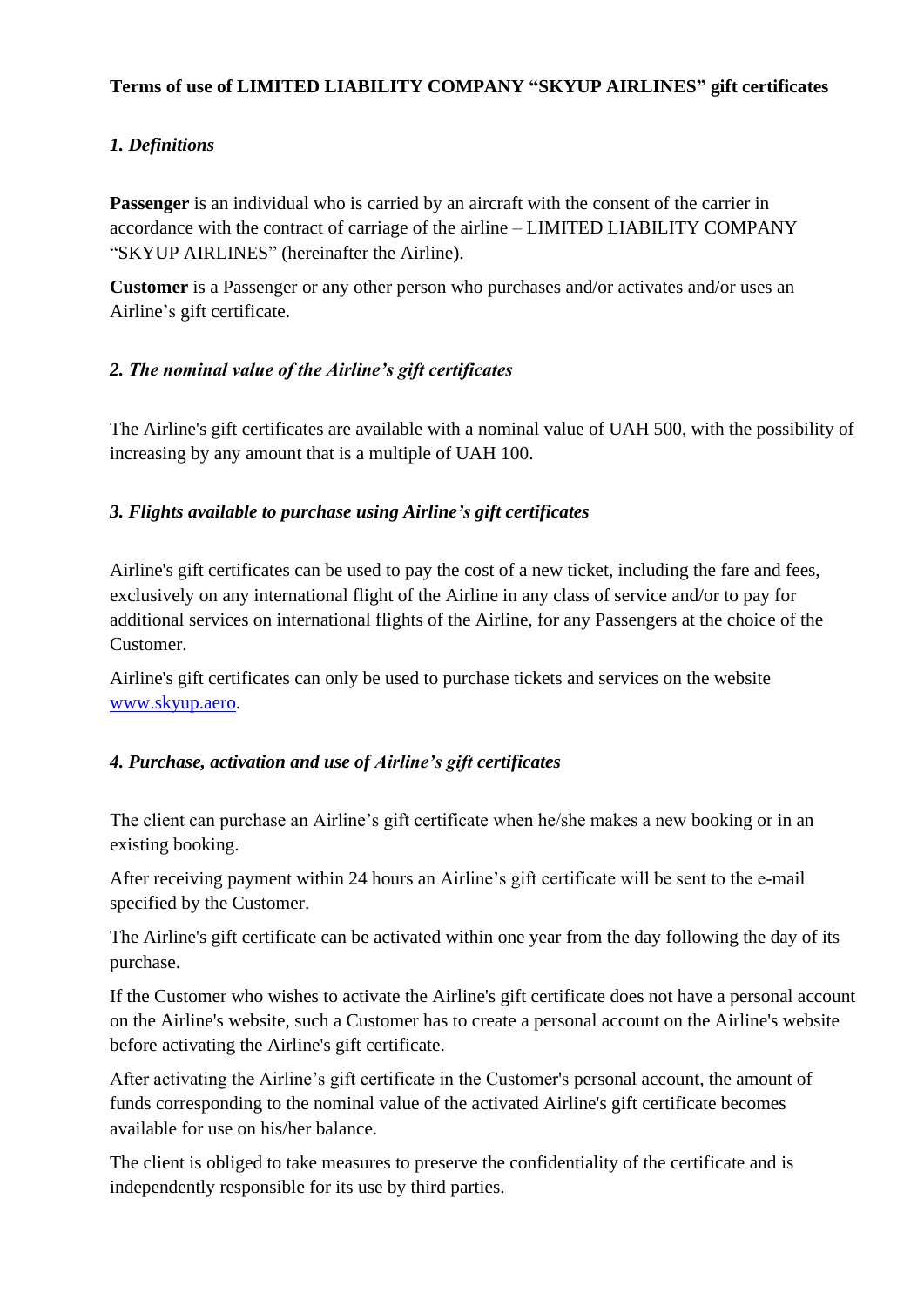**Terms of use of LIMITED LIABILITY COMPANY "SKYUP AIRLINES" gift certificates**

## *1. Definitions*

**Passenger** is an individual who is carried by an aircraft with the consent of the carrier in accordance with the contract of carriage of the airline – LIMITED LIABILITY COMPANY "SKYUP AIRLINES" (hereinafter the Airline).

**Customer** is a Passenger or any other person who purchases and/or activates and/or uses an Airline's gift certificate.

## *2. The nominal value of the Airline's gift certificates*

The Airline's gift certificates are available with a nominal value of UAH 500, with the possibility of increasing by any amount that is a multiple of UAH 100.

## *3. Flights available to purchase using Airline's gift certificates*

Airline's gift certificates can be used to pay the cost of a new ticket, including the fare and fees, exclusively on any international flight of the Airline in any class of service and/or to pay for additional services on international flights of the Airline, for any Passengers at the choice of the Customer.

Airline's gift certificates can only be used to purchase tickets and services on the website [www.skyup.aero](www.skyup.aero).

## *4. Purchase, activation and use of Airline's gift certificates*

The client can purchase an Airline's gift certificate when he/she makes a new booking or in an existing booking.

After receiving payment within 24 hours an Airline's gift certificate will be sent to the e-mail specified by the Customer.

The Airline's gift certificate can be activated within one year from the day following the day of its purchase.

If the Customer who wishes to activate the Airline's gift certificate does not have a personal account on the Airline's website, such a Customer has to create a personal account on the Airline's website before activating the Airline's gift certificate.

After activating the Airline's gift certificate in the Customer's personal account, the amount of funds corresponding to the nominal value of the activated Airline's gift certificate becomes available for use on his/her balance.

The client is obliged to take measures to preserve the confidentiality of the certificate and is independently responsible for its use by third parties.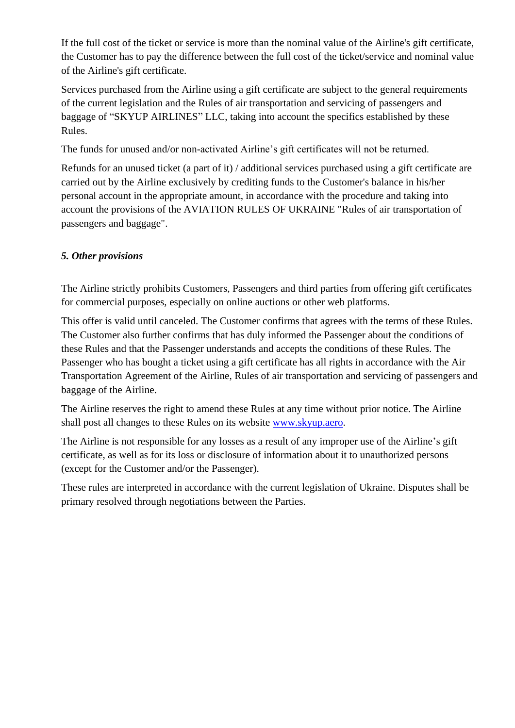If the full cost of the ticket or service is more than the nominal value of the Airline's gift certificate, the Customer has to pay the difference between the full cost of the ticket/service and nominal value of the Airline's gift certificate.

Services purchased from the Airline using a gift certificate are subject to the general requirements of the current legislation and the Rules of air transportation and servicing of passengers and baggage of “SKYUP AIRLINES” LLC, taking into account the specifics established by these Rules.

The funds for unused and/or non-activated Airline’s gift certificates will not be returned.

Refunds for an unused ticket (a part of it) / additional services purchased using a gift certificate are carried out by the Airline exclusively by crediting funds to the Customer's balance in his/her personal account in the appropriate amount, in accordance with the procedure and taking into account the provisions of the AVIATION RULES OF UKRAINE "Rules of air transportation of passengers and baggage".

### *5. Other provisions*

The Airline strictly prohibits Customers, Passengers and third parties from offering gift certificates for commercial purposes, especially on online auctions or other web platforms.

This offer is valid until canceled. The Customer confirms that agrees with the terms of these Rules. The Customer also further confirms that has duly informed the Passenger about the conditions of these Rules and that the Passenger understands and accepts the conditions of these Rules. The Passenger who has bought a ticket using a gift certificate has all rights in accordance with the Air Transportation Agreement of the Airline, Rules of air transportation and servicing of passengers and baggage of the Airline.

The Airline reserves the right to amend these Rules at any time without prior notice. The Airline shall post all changes to these Rules on its website [www.skyup.aero](www.skyup.aero).

The Airline is not responsible for any losses as a result of any improper use of the Airline’s gift certificate, as well as for its loss or disclosure of information about it to unauthorized persons (except for the Customer and/or the Passenger).

These rules are interpreted in accordance with the current legislation of Ukraine. Disputes shall be primary resolved through negotiations between the Parties.